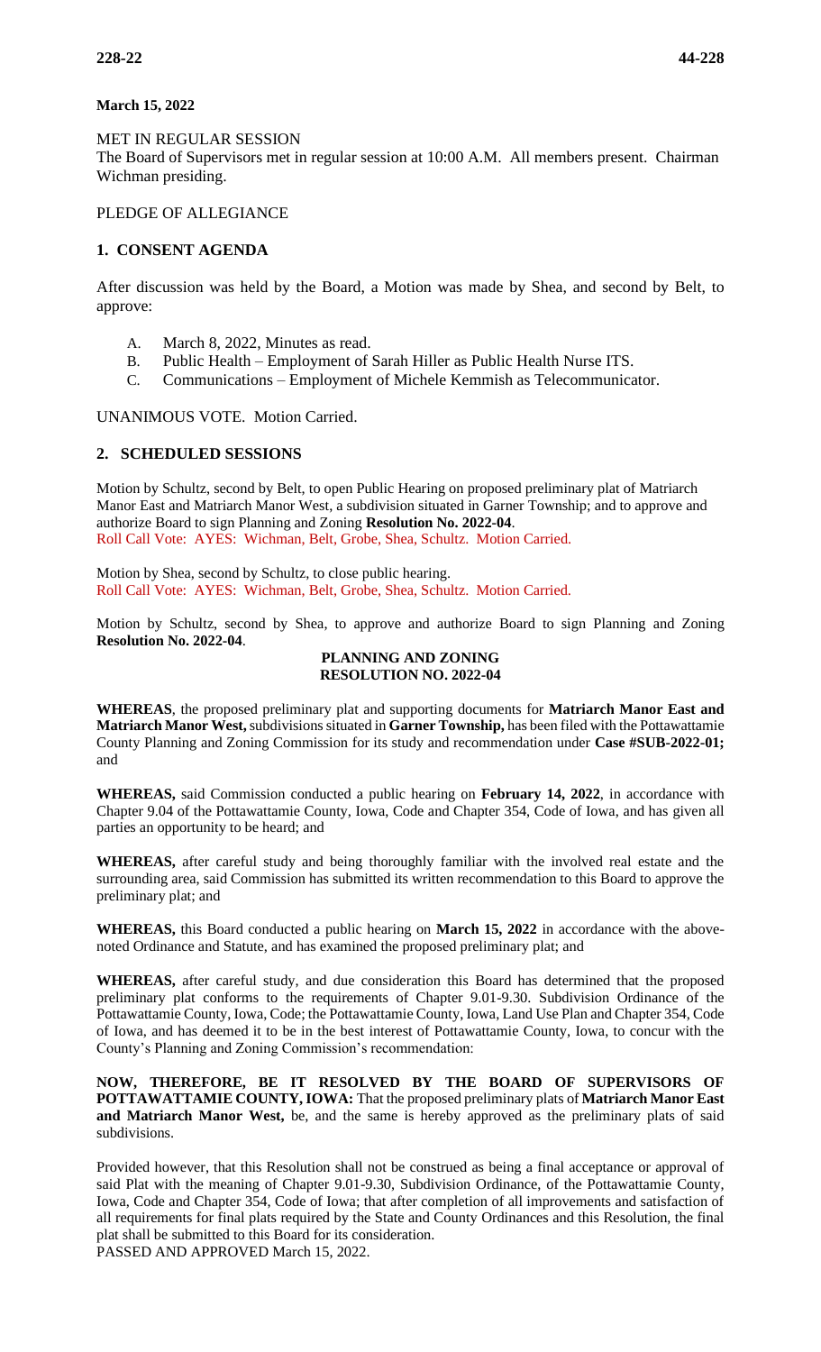**March 15, 2022**

MET IN REGULAR SESSION
The Board of Supervisors met in regular session at 10:00 A.M. All members present. Chairman Wichman presiding.

PLEDGE OF ALLEGIANCE

## 1. CONSENT AGENDA

After discussion was held by the Board, a Motion was made by Shea, and second by Belt, to approve:

A. March 8, 2022, Minutes as read.
B. Public Health – Employment of Sarah Hiller as Public Health Nurse ITS.
C. Communications – Employment of Michele Kemmish as Telecommunicator.

UNANIMOUS VOTE. Motion Carried.

## 2. SCHEDULED SESSIONS

Motion by Schultz, second by Belt, to open Public Hearing on proposed preliminary plat of Matriarch Manor East and Matriarch Manor West, a subdivision situated in Garner Township; and to approve and authorize Board to sign Planning and Zoning **Resolution No. 2022-04**.
Roll Call Vote: AYES: Wichman, Belt, Grobe, Shea, Schultz. Motion Carried.

Motion by Shea, second by Schultz, to close public hearing.
Roll Call Vote: AYES: Wichman, Belt, Grobe, Shea, Schultz. Motion Carried.

Motion by Schultz, second by Shea, to approve and authorize Board to sign Planning and Zoning **Resolution No. 2022-04**.

**PLANNING AND ZONING**
**RESOLUTION NO. 2022-04**

**WHEREAS**, the proposed preliminary plat and supporting documents for **Matriarch Manor East and Matriarch Manor West,** subdivisions situated in **Garner Township,** has been filed with the Pottawattamie County Planning and Zoning Commission for its study and recommendation under **Case #SUB-2022-01;** and

**WHEREAS,** said Commission conducted a public hearing on **February 14, 2022**, in accordance with Chapter 9.04 of the Pottawattamie County, Iowa, Code and Chapter 354, Code of Iowa, and has given all parties an opportunity to be heard; and

**WHEREAS,** after careful study and being thoroughly familiar with the involved real estate and the surrounding area, said Commission has submitted its written recommendation to this Board to approve the preliminary plat; and

**WHEREAS,** this Board conducted a public hearing on **March 15, 2022** in accordance with the above-noted Ordinance and Statute, and has examined the proposed preliminary plat; and

**WHEREAS,** after careful study, and due consideration this Board has determined that the proposed preliminary plat conforms to the requirements of Chapter 9.01-9.30. Subdivision Ordinance of the Pottawattamie County, Iowa, Code; the Pottawattamie County, Iowa, Land Use Plan and Chapter 354, Code of Iowa, and has deemed it to be in the best interest of Pottawattamie County, Iowa, to concur with the County's Planning and Zoning Commission's recommendation:

**NOW, THEREFORE, BE IT RESOLVED BY THE BOARD OF SUPERVISORS OF POTTAWATTAMIE COUNTY, IOWA:** That the proposed preliminary plats of **Matriarch Manor East and Matriarch Manor West,** be, and the same is hereby approved as the preliminary plats of said subdivisions.

Provided however, that this Resolution shall not be construed as being a final acceptance or approval of said Plat with the meaning of Chapter 9.01-9.30, Subdivision Ordinance, of the Pottawattamie County, Iowa, Code and Chapter 354, Code of Iowa; that after completion of all improvements and satisfaction of all requirements for final plats required by the State and County Ordinances and this Resolution, the final plat shall be submitted to this Board for its consideration.
PASSED AND APPROVED March 15, 2022.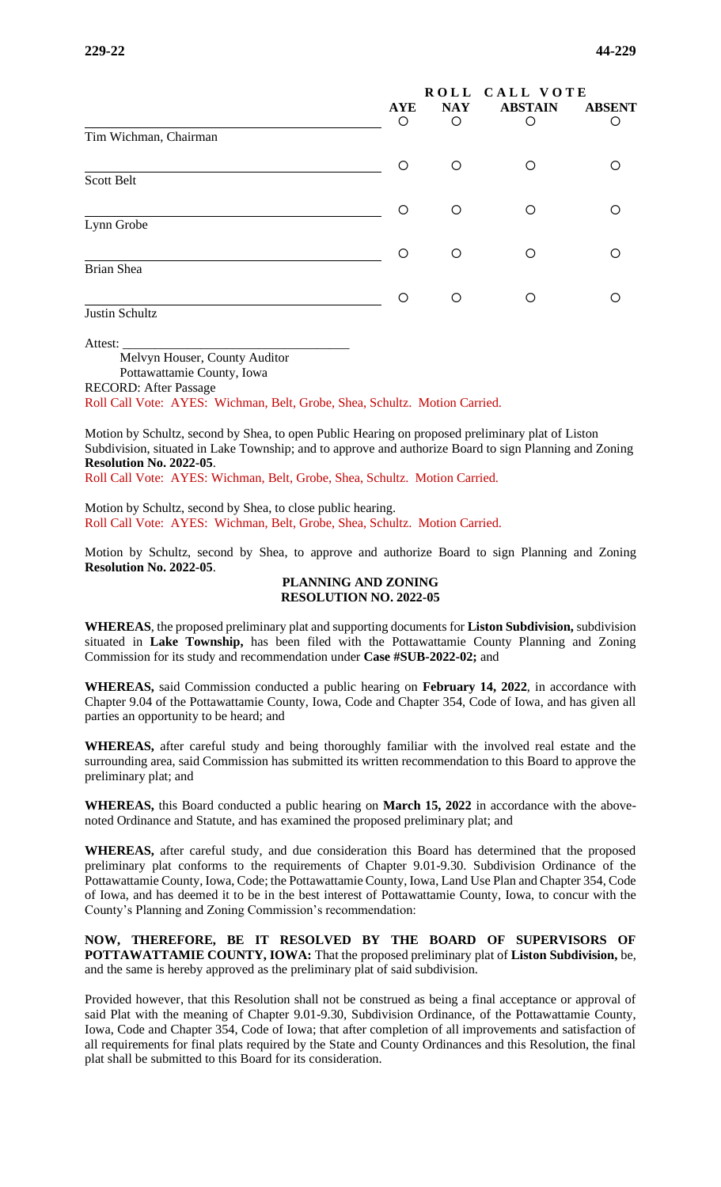| | ROLL CALL VOTE | | | |
|---|---|---|---|---|
| | AYE | NAY | ABSTAIN | ABSENT |
| Tim Wichman, Chairman | ○ | ○ | ○ | ○ |
| Scott Belt | ○ | ○ | ○ | ○ |
| Lynn Grobe | ○ | ○ | ○ | ○ |
| Brian Shea | ○ | ○ | ○ | ○ |
| Justin Schultz | ○ | ○ | ○ | ○ |

Attest: ___________________________________

Melvyn Houser, County Auditor
Pottawattamie County, Iowa

RECORD: After Passage

Roll Call Vote: AYES: Wichman, Belt, Grobe, Shea, Schultz. Motion Carried.

Motion by Schultz, second by Shea, to open Public Hearing on proposed preliminary plat of Liston Subdivision, situated in Lake Township; and to approve and authorize Board to sign Planning and Zoning **Resolution No. 2022-05**.

Roll Call Vote: AYES: Wichman, Belt, Grobe, Shea, Schultz. Motion Carried.

Motion by Schultz, second by Shea, to close public hearing.

Roll Call Vote: AYES: Wichman, Belt, Grobe, Shea, Schultz. Motion Carried.

Motion by Schultz, second by Shea, to approve and authorize Board to sign Planning and Zoning **Resolution No. 2022-05**.

**PLANNING AND ZONING**
**RESOLUTION NO. 2022-05**

**WHEREAS**, the proposed preliminary plat and supporting documents for **Liston Subdivision,** subdivision situated in **Lake Township,** has been filed with the Pottawattamie County Planning and Zoning Commission for its study and recommendation under **Case #SUB-2022-02;** and

**WHEREAS,** said Commission conducted a public hearing on **February 14, 2022**, in accordance with Chapter 9.04 of the Pottawattamie County, Iowa, Code and Chapter 354, Code of Iowa, and has given all parties an opportunity to be heard; and

**WHEREAS,** after careful study and being thoroughly familiar with the involved real estate and the surrounding area, said Commission has submitted its written recommendation to this Board to approve the preliminary plat; and

**WHEREAS,** this Board conducted a public hearing on **March 15, 2022** in accordance with the above-noted Ordinance and Statute, and has examined the proposed preliminary plat; and

**WHEREAS,** after careful study, and due consideration this Board has determined that the proposed preliminary plat conforms to the requirements of Chapter 9.01-9.30. Subdivision Ordinance of the Pottawattamie County, Iowa, Code; the Pottawattamie County, Iowa, Land Use Plan and Chapter 354, Code of Iowa, and has deemed it to be in the best interest of Pottawattamie County, Iowa, to concur with the County's Planning and Zoning Commission's recommendation:

**NOW, THEREFORE, BE IT RESOLVED BY THE BOARD OF SUPERVISORS OF POTTAWATTAMIE COUNTY, IOWA:** That the proposed preliminary plat of **Liston Subdivision,** be, and the same is hereby approved as the preliminary plat of said subdivision.

Provided however, that this Resolution shall not be construed as being a final acceptance or approval of said Plat with the meaning of Chapter 9.01-9.30, Subdivision Ordinance, of the Pottawattamie County, Iowa, Code and Chapter 354, Code of Iowa; that after completion of all improvements and satisfaction of all requirements for final plats required by the State and County Ordinances and this Resolution, the final plat shall be submitted to this Board for its consideration.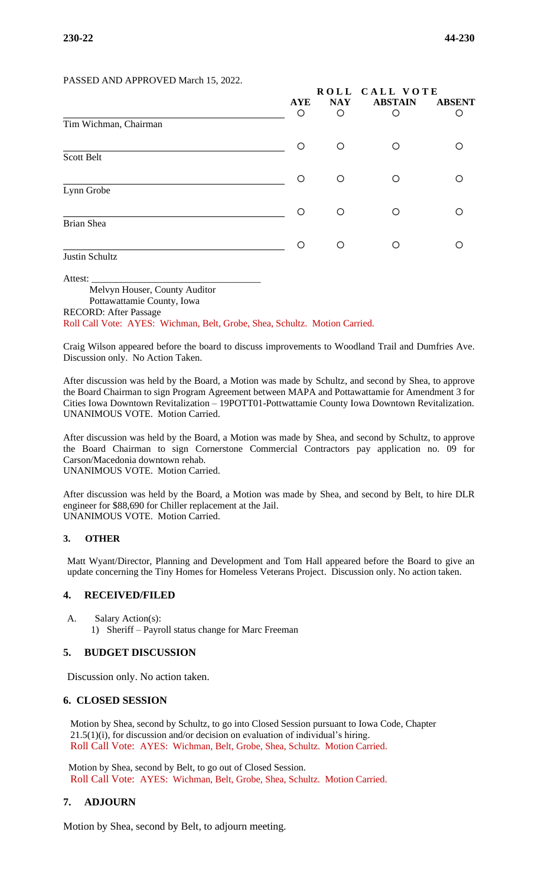PASSED AND APPROVED March 15, 2022.

| | ROLL CALL VOTE | | | |
|---|---|---|---|---|
| | **AYE** | **NAY** | **ABSTAIN** | **ABSENT** |
| Tim Wichman, Chairman | ○ | ○ | ○ | ○ |
| Scott Belt | ○ | ○ | ○ | ○ |
| Lynn Grobe | ○ | ○ | ○ | ○ |
| Brian Shea | ○ | ○ | ○ | ○ |
| Justin Schultz | ○ | ○ | ○ | ○ |

Attest: ___________________________________

Melvyn Houser, County Auditor
Pottawattamie County, Iowa

RECORD: After Passage

Roll Call Vote: AYES: Wichman, Belt, Grobe, Shea, Schultz. Motion Carried.

Craig Wilson appeared before the board to discuss improvements to Woodland Trail and Dumfries Ave. Discussion only. No Action Taken.

After discussion was held by the Board, a Motion was made by Schultz, and second by Shea, to approve the Board Chairman to sign Program Agreement between MAPA and Pottawattamie for Amendment 3 for Cities Iowa Downtown Revitalization – 19POTT01-Pottawattamie County Iowa Downtown Revitalization. UNANIMOUS VOTE. Motion Carried.

After discussion was held by the Board, a Motion was made by Shea, and second by Schultz, to approve the Board Chairman to sign Cornerstone Commercial Contractors pay application no. 09 for Carson/Macedonia downtown rehab.
UNANIMOUS VOTE. Motion Carried.

After discussion was held by the Board, a Motion was made by Shea, and second by Belt, to hire DLR engineer for $88,690 for Chiller replacement at the Jail.
UNANIMOUS VOTE. Motion Carried.

## 3. OTHER

Matt Wyant/Director, Planning and Development and Tom Hall appeared before the Board to give an update concerning the Tiny Homes for Homeless Veterans Project. Discussion only. No action taken.

## 4. RECEIVED/FILED

A. Salary Action(s):
   1) Sheriff – Payroll status change for Marc Freeman

## 5. BUDGET DISCUSSION

Discussion only. No action taken.

## 6. CLOSED SESSION

Motion by Shea, second by Schultz, to go into Closed Session pursuant to Iowa Code, Chapter 21.5(1)(i), for discussion and/or decision on evaluation of individual's hiring.
Roll Call Vote: AYES: Wichman, Belt, Grobe, Shea, Schultz. Motion Carried.

Motion by Shea, second by Belt, to go out of Closed Session.
Roll Call Vote: AYES: Wichman, Belt, Grobe, Shea, Schultz. Motion Carried.

## 7. ADJOURN

Motion by Shea, second by Belt, to adjourn meeting.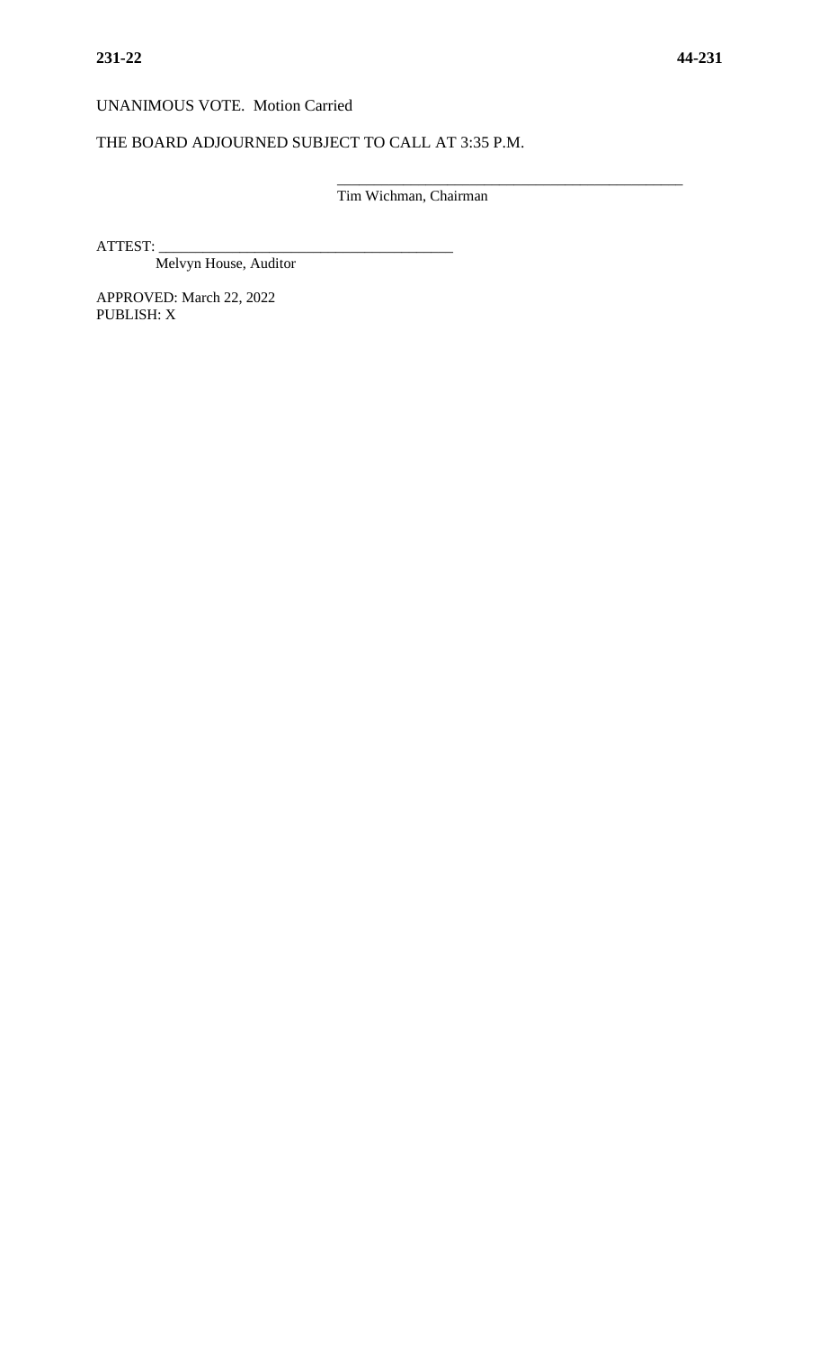UNANIMOUS VOTE. Motion Carried

THE BOARD ADJOURNED SUBJECT TO CALL AT 3:35 P.M.

\_\_\_\_\_\_\_\_\_\_\_\_\_\_\_\_\_\_\_\_\_\_\_\_\_\_\_\_\_\_\_\_\_\_\_\_\_\_\_\_\_\_\_\_\_\_
Tim Wichman, Chairman

ATTEST: \_\_\_\_\_\_\_\_\_\_\_\_\_\_\_\_\_\_\_\_\_\_\_\_\_\_\_\_\_\_\_\_\_\_\_\_\_\_\_\_
Melvyn House, Auditor

APPROVED: March 22, 2022
PUBLISH: X